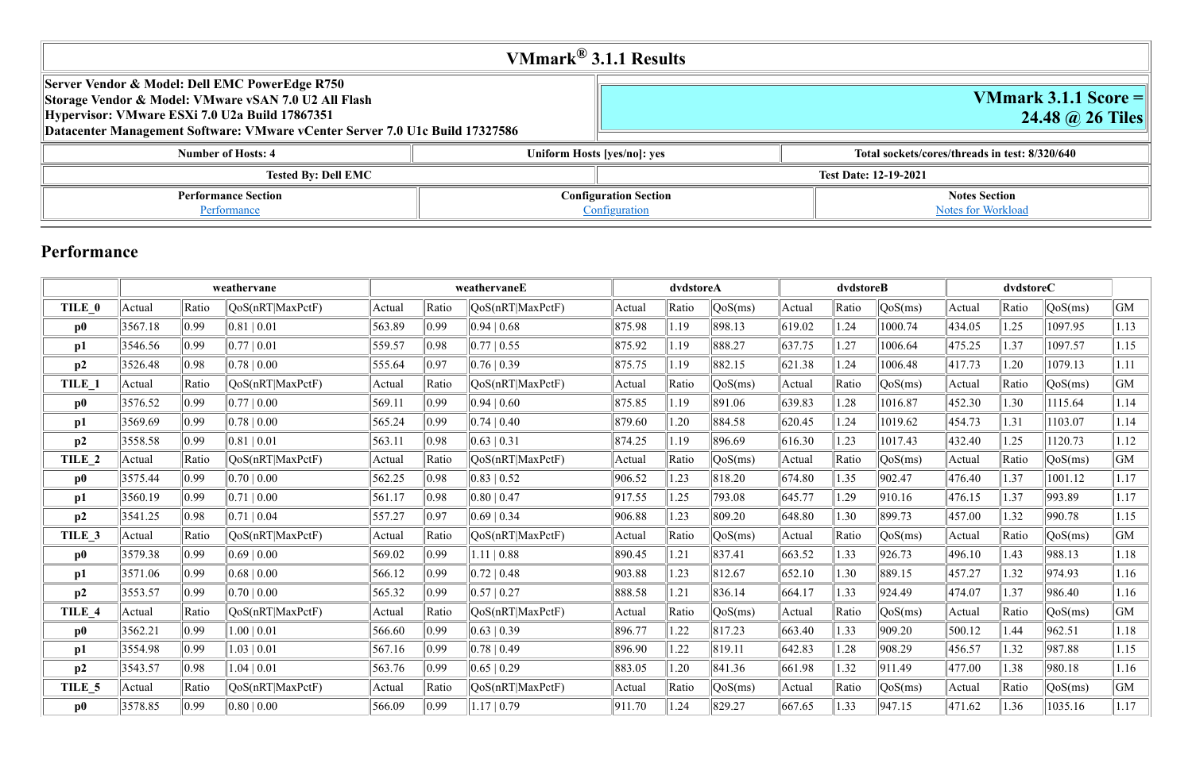# VMmark® 3.1.1 Results

| Server Vendor & Model: Dell EMC PowerEdge R750<br>Storage Vendor & Model: VMware vSAN 7.0 U2 All Flash<br>Hypervisor: VMware ESXi 7.0 U2a Build 17867351<br>Datacenter Management Software: VMware vCenter Server 7.0 U1c Build 17327586 | VMmark 3.1.1 Score = 24.48 @ 26 Tiles | |
|---|---|---|
| Number of Hosts: 4 | Uniform Hosts [yes/no]: yes | Total sockets/cores/threads in test: 8/320/640 |
| Tested By: Dell EMC | Test Date: 12-19-2021 | |
| Performance Section<br>Performance | Configuration Section<br>Configuration | Notes Section<br>Notes for Workload |

## Performance

| | weathervane | | | weathervaneE | | | dvdstoreA | | | dvdstoreB | | | dvdstoreC | | | |
|---|---|---|---|---|---|---|---|---|---|---|---|---|---|---|---|---|
| **TILE_0** | Actual | Ratio | QoS(nRT\|MaxPctF) | Actual | Ratio | QoS(nRT\|MaxPctF) | Actual | Ratio | QoS(ms) | Actual | Ratio | QoS(ms) | Actual | Ratio | QoS(ms) | GM |
| **p0** | 3567.18 | 0.99 | 0.81 \| 0.01 | 563.89 | 0.99 | 0.94 \| 0.68 | 875.98 | 1.19 | 898.13 | 619.02 | 1.24 | 1000.74 | 434.05 | 1.25 | 1097.95 | 1.13 |
| **p1** | 3546.56 | 0.99 | 0.77 \| 0.01 | 559.57 | 0.98 | 0.77 \| 0.55 | 875.92 | 1.19 | 888.27 | 637.75 | 1.27 | 1006.64 | 475.25 | 1.37 | 1097.57 | 1.15 |
| **p2** | 3526.48 | 0.98 | 0.78 \| 0.00 | 555.64 | 0.97 | 0.76 \| 0.39 | 875.75 | 1.19 | 882.15 | 621.38 | 1.24 | 1006.48 | 417.73 | 1.20 | 1079.13 | 1.11 |
| **TILE_1** | Actual | Ratio | QoS(nRT\|MaxPctF) | Actual | Ratio | QoS(nRT\|MaxPctF) | Actual | Ratio | QoS(ms) | Actual | Ratio | QoS(ms) | Actual | Ratio | QoS(ms) | GM |
| **p0** | 3576.52 | 0.99 | 0.77 \| 0.00 | 569.11 | 0.99 | 0.94 \| 0.60 | 875.85 | 1.19 | 891.06 | 639.83 | 1.28 | 1016.87 | 452.30 | 1.30 | 1115.64 | 1.14 |
| **p1** | 3569.69 | 0.99 | 0.78 \| 0.00 | 565.24 | 0.99 | 0.74 \| 0.40 | 879.60 | 1.20 | 884.58 | 620.45 | 1.24 | 1019.62 | 454.73 | 1.31 | 1103.07 | 1.14 |
| **p2** | 3558.58 | 0.99 | 0.81 \| 0.01 | 563.11 | 0.98 | 0.63 \| 0.31 | 874.25 | 1.19 | 896.69 | 616.30 | 1.23 | 1017.43 | 432.40 | 1.25 | 1120.73 | 1.12 |
| **TILE_2** | Actual | Ratio | QoS(nRT\|MaxPctF) | Actual | Ratio | QoS(nRT\|MaxPctF) | Actual | Ratio | QoS(ms) | Actual | Ratio | QoS(ms) | Actual | Ratio | QoS(ms) | GM |
| **p0** | 3575.44 | 0.99 | 0.70 \| 0.00 | 562.25 | 0.98 | 0.83 \| 0.52 | 906.52 | 1.23 | 818.20 | 674.80 | 1.35 | 902.47 | 476.40 | 1.37 | 1001.12 | 1.17 |
| **p1** | 3560.19 | 0.99 | 0.71 \| 0.00 | 561.17 | 0.98 | 0.80 \| 0.47 | 917.55 | 1.25 | 793.08 | 645.77 | 1.29 | 910.16 | 476.15 | 1.37 | 993.89 | 1.17 |
| **p2** | 3541.25 | 0.98 | 0.71 \| 0.04 | 557.27 | 0.97 | 0.69 \| 0.34 | 906.88 | 1.23 | 809.20 | 648.80 | 1.30 | 899.73 | 457.00 | 1.32 | 990.78 | 1.15 |
| **TILE_3** | Actual | Ratio | QoS(nRT\|MaxPctF) | Actual | Ratio | QoS(nRT\|MaxPctF) | Actual | Ratio | QoS(ms) | Actual | Ratio | QoS(ms) | Actual | Ratio | QoS(ms) | GM |
| **p0** | 3579.38 | 0.99 | 0.69 \| 0.00 | 569.02 | 0.99 | 1.11 \| 0.88 | 890.45 | 1.21 | 837.41 | 663.52 | 1.33 | 926.73 | 496.10 | 1.43 | 988.13 | 1.18 |
| **p1** | 3571.06 | 0.99 | 0.68 \| 0.00 | 566.12 | 0.99 | 0.72 \| 0.48 | 903.88 | 1.23 | 812.67 | 652.10 | 1.30 | 889.15 | 457.27 | 1.32 | 974.93 | 1.16 |
| **p2** | 3553.57 | 0.99 | 0.70 \| 0.00 | 565.32 | 0.99 | 0.57 \| 0.27 | 888.58 | 1.21 | 836.14 | 664.17 | 1.33 | 924.49 | 474.07 | 1.37 | 986.40 | 1.16 |
| **TILE_4** | Actual | Ratio | QoS(nRT\|MaxPctF) | Actual | Ratio | QoS(nRT\|MaxPctF) | Actual | Ratio | QoS(ms) | Actual | Ratio | QoS(ms) | Actual | Ratio | QoS(ms) | GM |
| **p0** | 3562.21 | 0.99 | 1.00 \| 0.01 | 566.60 | 0.99 | 0.63 \| 0.39 | 896.77 | 1.22 | 817.23 | 663.40 | 1.33 | 909.20 | 500.12 | 1.44 | 962.51 | 1.18 |
| **p1** | 3554.98 | 0.99 | 1.03 \| 0.01 | 567.16 | 0.99 | 0.78 \| 0.49 | 896.90 | 1.22 | 819.11 | 642.83 | 1.28 | 908.29 | 456.57 | 1.32 | 987.88 | 1.15 |
| **p2** | 3543.57 | 0.98 | 1.04 \| 0.01 | 563.76 | 0.99 | 0.65 \| 0.29 | 883.05 | 1.20 | 841.36 | 661.98 | 1.32 | 911.49 | 477.00 | 1.38 | 980.18 | 1.16 |
| **TILE_5** | Actual | Ratio | QoS(nRT\|MaxPctF) | Actual | Ratio | QoS(nRT\|MaxPctF) | Actual | Ratio | QoS(ms) | Actual | Ratio | QoS(ms) | Actual | Ratio | QoS(ms) | GM |
| **p0** | 3578.85 | 0.99 | 0.80 \| 0.00 | 566.09 | 0.99 | 1.17 \| 0.79 | 911.70 | 1.24 | 829.27 | 667.65 | 1.33 | 947.15 | 471.62 | 1.36 | 1035.16 | 1.17 |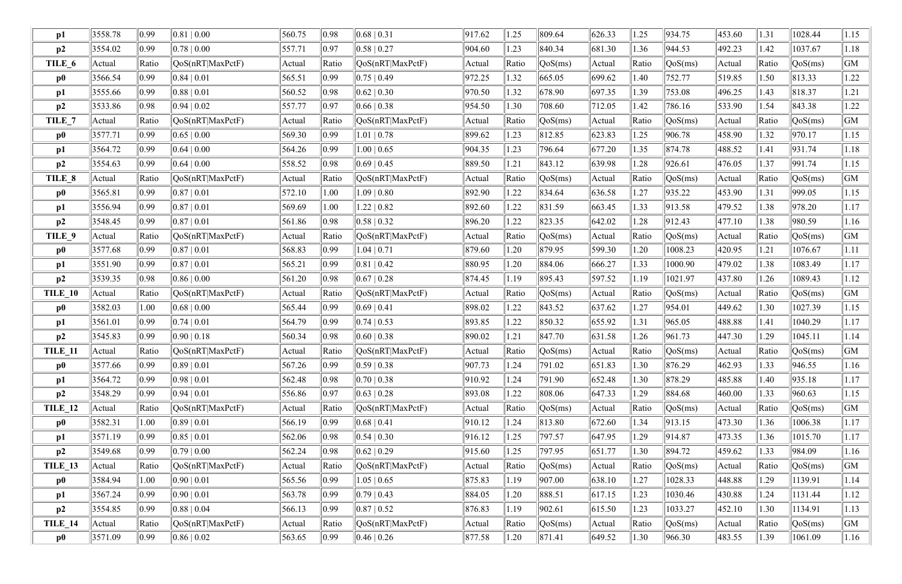| p1 | 3558.78 | 0.99 | 0.81 \| 0.00 | 560.75 | 0.98 | 0.68 \| 0.31 | 917.62 | 1.25 | 809.64 | 626.33 | 1.25 | 934.75 | 453.60 | 1.31 | 1028.44 | 1.15 |
|---|---|---|---|---|---|---|---|---|---|---|---|---|---|---|---|---|---|
| **p2** | 3554.02 | 0.99 | 0.78 \| 0.00 | 557.71 | 0.97 | 0.58 \| 0.27 | 904.60 | 1.23 | 840.34 | 681.30 | 1.36 | 944.53 | 492.23 | 1.42 | 1037.67 | 1.18 |
| **TILE_6** | Actual | Ratio | QoS(nRT\|MaxPctF) | Actual | Ratio | QoS(nRT\|MaxPctF) | Actual | Ratio | QoS(ms) | Actual | Ratio | QoS(ms) | Actual | Ratio | QoS(ms) | GM |
| **p0** | 3566.54 | 0.99 | 0.84 \| 0.01 | 565.51 | 0.99 | 0.75 \| 0.49 | 972.25 | 1.32 | 665.05 | 699.62 | 1.40 | 752.77 | 519.85 | 1.50 | 813.33 | 1.22 |
| **p1** | 3555.66 | 0.99 | 0.88 \| 0.01 | 560.52 | 0.98 | 0.62 \| 0.30 | 970.50 | 1.32 | 678.90 | 697.35 | 1.39 | 753.08 | 496.25 | 1.43 | 818.37 | 1.21 |
| **p2** | 3533.86 | 0.98 | 0.94 \| 0.02 | 557.77 | 0.97 | 0.66 \| 0.38 | 954.50 | 1.30 | 708.60 | 712.05 | 1.42 | 786.16 | 533.90 | 1.54 | 843.38 | 1.22 |
| **TILE_7** | Actual | Ratio | QoS(nRT\|MaxPctF) | Actual | Ratio | QoS(nRT\|MaxPctF) | Actual | Ratio | QoS(ms) | Actual | Ratio | QoS(ms) | Actual | Ratio | QoS(ms) | GM |
| **p0** | 3577.71 | 0.99 | 0.65 \| 0.00 | 569.30 | 0.99 | 1.01 \| 0.78 | 899.62 | 1.23 | 812.85 | 623.83 | 1.25 | 906.78 | 458.90 | 1.32 | 970.17 | 1.15 |
| **p1** | 3564.72 | 0.99 | 0.64 \| 0.00 | 564.26 | 0.99 | 1.00 \| 0.65 | 904.35 | 1.23 | 796.64 | 677.20 | 1.35 | 874.78 | 488.52 | 1.41 | 931.74 | 1.18 |
| **p2** | 3554.63 | 0.99 | 0.64 \| 0.00 | 558.52 | 0.98 | 0.69 \| 0.45 | 889.50 | 1.21 | 843.12 | 639.98 | 1.28 | 926.61 | 476.05 | 1.37 | 991.74 | 1.15 |
| **TILE_8** | Actual | Ratio | QoS(nRT\|MaxPctF) | Actual | Ratio | QoS(nRT\|MaxPctF) | Actual | Ratio | QoS(ms) | Actual | Ratio | QoS(ms) | Actual | Ratio | QoS(ms) | GM |
| **p0** | 3565.81 | 0.99 | 0.87 \| 0.01 | 572.10 | 1.00 | 1.09 \| 0.80 | 892.90 | 1.22 | 834.64 | 636.58 | 1.27 | 935.22 | 453.90 | 1.31 | 999.05 | 1.15 |
| **p1** | 3556.94 | 0.99 | 0.87 \| 0.01 | 569.69 | 1.00 | 1.22 \| 0.82 | 892.60 | 1.22 | 831.59 | 663.45 | 1.33 | 913.58 | 479.52 | 1.38 | 978.20 | 1.17 |
| **p2** | 3548.45 | 0.99 | 0.87 \| 0.01 | 561.86 | 0.98 | 0.58 \| 0.32 | 896.20 | 1.22 | 823.35 | 642.02 | 1.28 | 912.43 | 477.10 | 1.38 | 980.59 | 1.16 |
| **TILE_9** | Actual | Ratio | QoS(nRT\|MaxPctF) | Actual | Ratio | QoS(nRT\|MaxPctF) | Actual | Ratio | QoS(ms) | Actual | Ratio | QoS(ms) | Actual | Ratio | QoS(ms) | GM |
| **p0** | 3577.68 | 0.99 | 0.87 \| 0.01 | 568.83 | 0.99 | 1.04 \| 0.71 | 879.60 | 1.20 | 879.95 | 599.30 | 1.20 | 1008.23 | 420.95 | 1.21 | 1076.67 | 1.11 |
| **p1** | 3551.90 | 0.99 | 0.87 \| 0.01 | 565.21 | 0.99 | 0.81 \| 0.42 | 880.95 | 1.20 | 884.06 | 666.27 | 1.33 | 1000.90 | 479.02 | 1.38 | 1083.49 | 1.17 |
| **p2** | 3539.35 | 0.98 | 0.86 \| 0.00 | 561.20 | 0.98 | 0.67 \| 0.28 | 874.45 | 1.19 | 895.43 | 597.52 | 1.19 | 1021.97 | 437.80 | 1.26 | 1089.43 | 1.12 |
| **TILE_10** | Actual | Ratio | QoS(nRT\|MaxPctF) | Actual | Ratio | QoS(nRT\|MaxPctF) | Actual | Ratio | QoS(ms) | Actual | Ratio | QoS(ms) | Actual | Ratio | QoS(ms) | GM |
| **p0** | 3582.03 | 1.00 | 0.68 \| 0.00 | 565.44 | 0.99 | 0.69 \| 0.41 | 898.02 | 1.22 | 843.52 | 637.62 | 1.27 | 954.01 | 449.62 | 1.30 | 1027.39 | 1.15 |
| **p1** | 3561.01 | 0.99 | 0.74 \| 0.01 | 564.79 | 0.99 | 0.74 \| 0.53 | 893.85 | 1.22 | 850.32 | 655.92 | 1.31 | 965.05 | 488.88 | 1.41 | 1040.29 | 1.17 |
| **p2** | 3545.83 | 0.99 | 0.90 \| 0.18 | 560.34 | 0.98 | 0.60 \| 0.38 | 890.02 | 1.21 | 847.70 | 631.58 | 1.26 | 961.73 | 447.30 | 1.29 | 1045.11 | 1.14 |
| **TILE_11** | Actual | Ratio | QoS(nRT\|MaxPctF) | Actual | Ratio | QoS(nRT\|MaxPctF) | Actual | Ratio | QoS(ms) | Actual | Ratio | QoS(ms) | Actual | Ratio | QoS(ms) | GM |
| **p0** | 3577.66 | 0.99 | 0.89 \| 0.01 | 567.26 | 0.99 | 0.59 \| 0.38 | 907.73 | 1.24 | 791.02 | 651.83 | 1.30 | 876.29 | 462.93 | 1.33 | 946.55 | 1.16 |
| **p1** | 3564.72 | 0.99 | 0.98 \| 0.01 | 562.48 | 0.98 | 0.70 \| 0.38 | 910.92 | 1.24 | 791.90 | 652.48 | 1.30 | 878.29 | 485.88 | 1.40 | 935.18 | 1.17 |
| **p2** | 3548.29 | 0.99 | 0.94 \| 0.01 | 556.86 | 0.97 | 0.63 \| 0.28 | 893.08 | 1.22 | 808.06 | 647.33 | 1.29 | 884.68 | 460.00 | 1.33 | 960.63 | 1.15 |
| **TILE_12** | Actual | Ratio | QoS(nRT\|MaxPctF) | Actual | Ratio | QoS(nRT\|MaxPctF) | Actual | Ratio | QoS(ms) | Actual | Ratio | QoS(ms) | Actual | Ratio | QoS(ms) | GM |
| **p0** | 3582.31 | 1.00 | 0.89 \| 0.01 | 566.19 | 0.99 | 0.68 \| 0.41 | 910.12 | 1.24 | 813.80 | 672.60 | 1.34 | 913.15 | 473.30 | 1.36 | 1006.38 | 1.17 |
| **p1** | 3571.19 | 0.99 | 0.85 \| 0.01 | 562.06 | 0.98 | 0.54 \| 0.30 | 916.12 | 1.25 | 797.57 | 647.95 | 1.29 | 914.87 | 473.35 | 1.36 | 1015.70 | 1.17 |
| **p2** | 3549.68 | 0.99 | 0.79 \| 0.00 | 562.24 | 0.98 | 0.62 \| 0.29 | 915.60 | 1.25 | 797.95 | 651.77 | 1.30 | 894.72 | 459.62 | 1.33 | 984.09 | 1.16 |
| **TILE_13** | Actual | Ratio | QoS(nRT\|MaxPctF) | Actual | Ratio | QoS(nRT\|MaxPctF) | Actual | Ratio | QoS(ms) | Actual | Ratio | QoS(ms) | Actual | Ratio | QoS(ms) | GM |
| **p0** | 3584.94 | 1.00 | 0.90 \| 0.01 | 565.56 | 0.99 | 1.05 \| 0.65 | 875.83 | 1.19 | 907.00 | 638.10 | 1.27 | 1028.33 | 448.88 | 1.29 | 1139.91 | 1.14 |
| **p1** | 3567.24 | 0.99 | 0.90 \| 0.01 | 563.78 | 0.99 | 0.79 \| 0.43 | 884.05 | 1.20 | 888.51 | 617.15 | 1.23 | 1030.46 | 430.88 | 1.24 | 1131.44 | 1.12 |
| **p2** | 3554.85 | 0.99 | 0.88 \| 0.04 | 566.13 | 0.99 | 0.87 \| 0.52 | 876.83 | 1.19 | 902.61 | 615.50 | 1.23 | 1033.27 | 452.10 | 1.30 | 1134.91 | 1.13 |
| **TILE_14** | Actual | Ratio | QoS(nRT\|MaxPctF) | Actual | Ratio | QoS(nRT\|MaxPctF) | Actual | Ratio | QoS(ms) | Actual | Ratio | QoS(ms) | Actual | Ratio | QoS(ms) | GM |
| **p0** | 3571.09 | 0.99 | 0.86 \| 0.02 | 563.65 | 0.99 | 0.46 \| 0.26 | 877.58 | 1.20 | 871.41 | 649.52 | 1.30 | 966.30 | 483.55 | 1.39 | 1061.09 | 1.16 |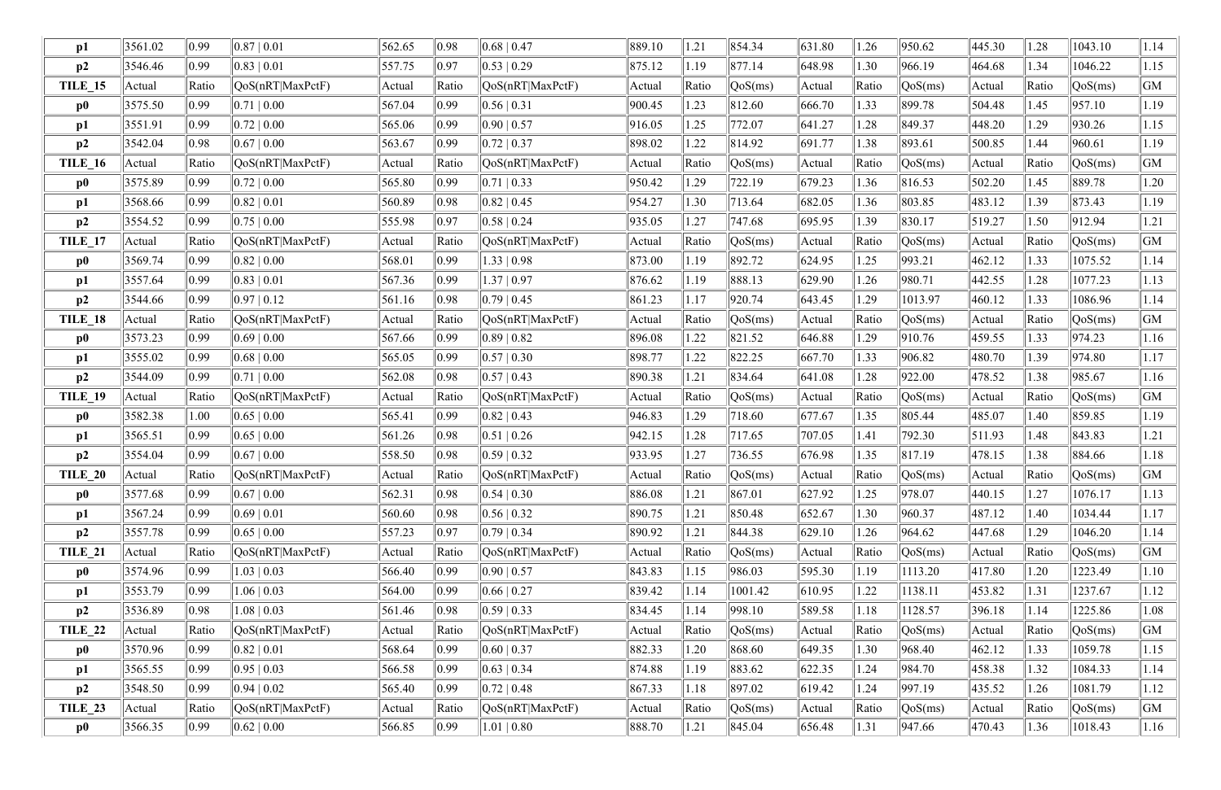| p1 | 3561.02 | 0.99 | 0.87 \| 0.01 | 562.65 | 0.98 | 0.68 \| 0.47 | 889.10 | 1.21 | 854.34 | 631.80 | 1.26 | 950.62 | 445.30 | 1.28 | 1043.10 | 1.14 |
|---|---|---|---|---|---|---|---|---|---|---|---|---|---|---|---|---|---|
| **p2** | 3546.46 | 0.99 | 0.83 \| 0.01 | 557.75 | 0.97 | 0.53 \| 0.29 | 875.12 | 1.19 | 877.14 | 648.98 | 1.30 | 966.19 | 464.68 | 1.34 | 1046.22 | 1.15 |
| **TILE_15** | Actual | Ratio | QoS(nRT\|MaxPctF) | Actual | Ratio | QoS(nRT\|MaxPctF) | Actual | Ratio | QoS(ms) | Actual | Ratio | QoS(ms) | Actual | Ratio | QoS(ms) | GM |
| **p0** | 3575.50 | 0.99 | 0.71 \| 0.00 | 567.04 | 0.99 | 0.56 \| 0.31 | 900.45 | 1.23 | 812.60 | 666.70 | 1.33 | 899.78 | 504.48 | 1.45 | 957.10 | 1.19 |
| **p1** | 3551.91 | 0.99 | 0.72 \| 0.00 | 565.06 | 0.99 | 0.90 \| 0.57 | 916.05 | 1.25 | 772.07 | 641.27 | 1.28 | 849.37 | 448.20 | 1.29 | 930.26 | 1.15 |
| **p2** | 3542.04 | 0.98 | 0.67 \| 0.00 | 563.67 | 0.99 | 0.72 \| 0.37 | 898.02 | 1.22 | 814.92 | 691.77 | 1.38 | 893.61 | 500.85 | 1.44 | 960.61 | 1.19 |
| **TILE_16** | Actual | Ratio | QoS(nRT\|MaxPctF) | Actual | Ratio | QoS(nRT\|MaxPctF) | Actual | Ratio | QoS(ms) | Actual | Ratio | QoS(ms) | Actual | Ratio | QoS(ms) | GM |
| **p0** | 3575.89 | 0.99 | 0.72 \| 0.00 | 565.80 | 0.99 | 0.71 \| 0.33 | 950.42 | 1.29 | 722.19 | 679.23 | 1.36 | 816.53 | 502.20 | 1.45 | 889.78 | 1.20 |
| **p1** | 3568.66 | 0.99 | 0.82 \| 0.01 | 560.89 | 0.98 | 0.82 \| 0.45 | 954.27 | 1.30 | 713.64 | 682.05 | 1.36 | 803.85 | 483.12 | 1.39 | 873.43 | 1.19 |
| **p2** | 3554.52 | 0.99 | 0.75 \| 0.00 | 555.98 | 0.97 | 0.58 \| 0.24 | 935.05 | 1.27 | 747.68 | 695.95 | 1.39 | 830.17 | 519.27 | 1.50 | 912.94 | 1.21 |
| **TILE_17** | Actual | Ratio | QoS(nRT\|MaxPctF) | Actual | Ratio | QoS(nRT\|MaxPctF) | Actual | Ratio | QoS(ms) | Actual | Ratio | QoS(ms) | Actual | Ratio | QoS(ms) | GM |
| **p0** | 3569.74 | 0.99 | 0.82 \| 0.00 | 568.01 | 0.99 | 1.33 \| 0.98 | 873.00 | 1.19 | 892.72 | 624.95 | 1.25 | 993.21 | 462.12 | 1.33 | 1075.52 | 1.14 |
| **p1** | 3557.64 | 0.99 | 0.83 \| 0.01 | 567.36 | 0.99 | 1.37 \| 0.97 | 876.62 | 1.19 | 888.13 | 629.90 | 1.26 | 980.71 | 442.55 | 1.28 | 1077.23 | 1.13 |
| **p2** | 3544.66 | 0.99 | 0.97 \| 0.12 | 561.16 | 0.98 | 0.79 \| 0.45 | 861.23 | 1.17 | 920.74 | 643.45 | 1.29 | 1013.97 | 460.12 | 1.33 | 1086.96 | 1.14 |
| **TILE_18** | Actual | Ratio | QoS(nRT\|MaxPctF) | Actual | Ratio | QoS(nRT\|MaxPctF) | Actual | Ratio | QoS(ms) | Actual | Ratio | QoS(ms) | Actual | Ratio | QoS(ms) | GM |
| **p0** | 3573.23 | 0.99 | 0.69 \| 0.00 | 567.66 | 0.99 | 0.89 \| 0.82 | 896.08 | 1.22 | 821.52 | 646.88 | 1.29 | 910.76 | 459.55 | 1.33 | 974.23 | 1.16 |
| **p1** | 3555.02 | 0.99 | 0.68 \| 0.00 | 565.05 | 0.99 | 0.57 \| 0.30 | 898.77 | 1.22 | 822.25 | 667.70 | 1.33 | 906.82 | 480.70 | 1.39 | 974.80 | 1.17 |
| **p2** | 3544.09 | 0.99 | 0.71 \| 0.00 | 562.08 | 0.98 | 0.57 \| 0.43 | 890.38 | 1.21 | 834.64 | 641.08 | 1.28 | 922.00 | 478.52 | 1.38 | 985.67 | 1.16 |
| **TILE_19** | Actual | Ratio | QoS(nRT\|MaxPctF) | Actual | Ratio | QoS(nRT\|MaxPctF) | Actual | Ratio | QoS(ms) | Actual | Ratio | QoS(ms) | Actual | Ratio | QoS(ms) | GM |
| **p0** | 3582.38 | 1.00 | 0.65 \| 0.00 | 565.41 | 0.99 | 0.82 \| 0.43 | 946.83 | 1.29 | 718.60 | 677.67 | 1.35 | 805.44 | 485.07 | 1.40 | 859.85 | 1.19 |
| **p1** | 3565.51 | 0.99 | 0.65 \| 0.00 | 561.26 | 0.98 | 0.51 \| 0.26 | 942.15 | 1.28 | 717.65 | 707.05 | 1.41 | 792.30 | 511.93 | 1.48 | 843.83 | 1.21 |
| **p2** | 3554.04 | 0.99 | 0.67 \| 0.00 | 558.50 | 0.98 | 0.59 \| 0.32 | 933.95 | 1.27 | 736.55 | 676.98 | 1.35 | 817.19 | 478.15 | 1.38 | 884.66 | 1.18 |
| **TILE_20** | Actual | Ratio | QoS(nRT\|MaxPctF) | Actual | Ratio | QoS(nRT\|MaxPctF) | Actual | Ratio | QoS(ms) | Actual | Ratio | QoS(ms) | Actual | Ratio | QoS(ms) | GM |
| **p0** | 3577.68 | 0.99 | 0.67 \| 0.00 | 562.31 | 0.98 | 0.54 \| 0.30 | 886.08 | 1.21 | 867.01 | 627.92 | 1.25 | 978.07 | 440.15 | 1.27 | 1076.17 | 1.13 |
| **p1** | 3567.24 | 0.99 | 0.69 \| 0.01 | 560.60 | 0.98 | 0.56 \| 0.32 | 890.75 | 1.21 | 850.48 | 652.67 | 1.30 | 960.37 | 487.12 | 1.40 | 1034.44 | 1.17 |
| **p2** | 3557.78 | 0.99 | 0.65 \| 0.00 | 557.23 | 0.97 | 0.79 \| 0.34 | 890.92 | 1.21 | 844.38 | 629.10 | 1.26 | 964.62 | 447.68 | 1.29 | 1046.20 | 1.14 |
| **TILE_21** | Actual | Ratio | QoS(nRT\|MaxPctF) | Actual | Ratio | QoS(nRT\|MaxPctF) | Actual | Ratio | QoS(ms) | Actual | Ratio | QoS(ms) | Actual | Ratio | QoS(ms) | GM |
| **p0** | 3574.96 | 0.99 | 1.03 \| 0.03 | 566.40 | 0.99 | 0.90 \| 0.57 | 843.83 | 1.15 | 986.03 | 595.30 | 1.19 | 1113.20 | 417.80 | 1.20 | 1223.49 | 1.10 |
| **p1** | 3553.79 | 0.99 | 1.06 \| 0.03 | 564.00 | 0.99 | 0.66 \| 0.27 | 839.42 | 1.14 | 1001.42 | 610.95 | 1.22 | 1138.11 | 453.82 | 1.31 | 1237.67 | 1.12 |
| **p2** | 3536.89 | 0.98 | 1.08 \| 0.03 | 561.46 | 0.98 | 0.59 \| 0.33 | 834.45 | 1.14 | 998.10 | 589.58 | 1.18 | 1128.57 | 396.18 | 1.14 | 1225.86 | 1.08 |
| **TILE_22** | Actual | Ratio | QoS(nRT\|MaxPctF) | Actual | Ratio | QoS(nRT\|MaxPctF) | Actual | Ratio | QoS(ms) | Actual | Ratio | QoS(ms) | Actual | Ratio | QoS(ms) | GM |
| **p0** | 3570.96 | 0.99 | 0.82 \| 0.01 | 568.64 | 0.99 | 0.60 \| 0.37 | 882.33 | 1.20 | 868.60 | 649.35 | 1.30 | 968.40 | 462.12 | 1.33 | 1059.78 | 1.15 |
| **p1** | 3565.55 | 0.99 | 0.95 \| 0.03 | 566.58 | 0.99 | 0.63 \| 0.34 | 874.88 | 1.19 | 883.62 | 622.35 | 1.24 | 984.70 | 458.38 | 1.32 | 1084.33 | 1.14 |
| **p2** | 3548.50 | 0.99 | 0.94 \| 0.02 | 565.40 | 0.99 | 0.72 \| 0.48 | 867.33 | 1.18 | 897.02 | 619.42 | 1.24 | 997.19 | 435.52 | 1.26 | 1081.79 | 1.12 |
| **TILE_23** | Actual | Ratio | QoS(nRT\|MaxPctF) | Actual | Ratio | QoS(nRT\|MaxPctF) | Actual | Ratio | QoS(ms) | Actual | Ratio | QoS(ms) | Actual | Ratio | QoS(ms) | GM |
| **p0** | 3566.35 | 0.99 | 0.62 \| 0.00 | 566.85 | 0.99 | 1.01 \| 0.80 | 888.70 | 1.21 | 845.04 | 656.48 | 1.31 | 947.66 | 470.43 | 1.36 | 1018.43 | 1.16 |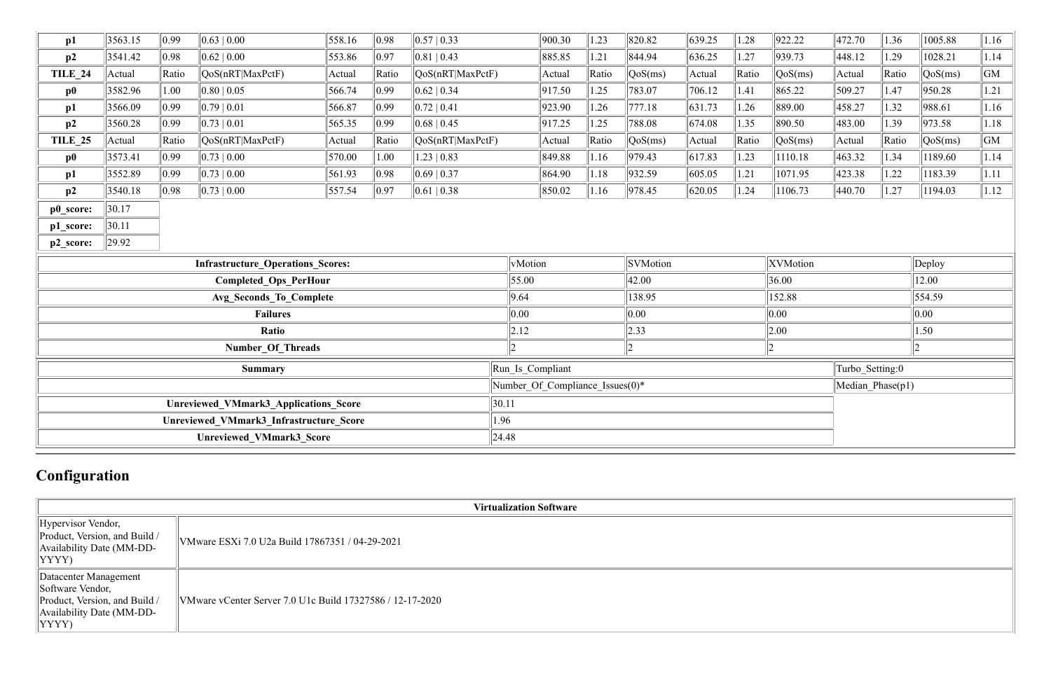| p1 | 3563.15 | 0.99 | 0.63 \| 0.00 | 558.16 | 0.98 | 0.57 \| 0.33 | 900.30 | 1.23 | 820.82 | 639.25 | 1.28 | 922.22 | 472.70 | 1.36 | 1005.88 | 1.16 |
|---|---|---|---|---|---|---|---|---|---|---|---|---|---|---|---|---|
| p2 | 3541.42 | 0.98 | 0.62 \| 0.00 | 553.86 | 0.97 | 0.81 \| 0.43 | 885.85 | 1.21 | 844.94 | 636.25 | 1.27 | 939.73 | 448.12 | 1.29 | 1028.21 | 1.14 |
| **TILE_24** | Actual | Ratio | QoS(nRT\|MaxPctF) | Actual | Ratio | QoS(nRT\|MaxPctF) | Actual | Ratio | QoS(ms) | Actual | Ratio | QoS(ms) | Actual | Ratio | QoS(ms) | GM |
| **p0** | 3582.96 | 1.00 | 0.80 \| 0.05 | 566.74 | 0.99 | 0.62 \| 0.34 | 917.50 | 1.25 | 783.07 | 706.12 | 1.41 | 865.22 | 509.27 | 1.47 | 950.28 | 1.21 |
| **p1** | 3566.09 | 0.99 | 0.79 \| 0.01 | 566.87 | 0.99 | 0.72 \| 0.41 | 923.90 | 1.26 | 777.18 | 631.73 | 1.26 | 889.00 | 458.27 | 1.32 | 988.61 | 1.16 |
| **p2** | 3560.28 | 0.99 | 0.73 \| 0.01 | 565.35 | 0.99 | 0.68 \| 0.45 | 917.25 | 1.25 | 788.08 | 674.08 | 1.35 | 890.50 | 483.00 | 1.39 | 973.58 | 1.18 |
| **TILE_25** | Actual | Ratio | QoS(nRT\|MaxPctF) | Actual | Ratio | QoS(nRT\|MaxPctF) | Actual | Ratio | QoS(ms) | Actual | Ratio | QoS(ms) | Actual | Ratio | QoS(ms) | GM |
| **p0** | 3573.41 | 0.99 | 0.73 \| 0.00 | 570.00 | 1.00 | 1.23 \| 0.83 | 849.88 | 1.16 | 979.43 | 617.83 | 1.23 | 1110.18 | 463.32 | 1.34 | 1189.60 | 1.14 |
| **p1** | 3552.89 | 0.99 | 0.73 \| 0.00 | 561.93 | 0.98 | 0.69 \| 0.37 | 864.90 | 1.18 | 932.59 | 605.05 | 1.21 | 1071.95 | 423.38 | 1.22 | 1183.39 | 1.11 |
| **p2** | 3540.18 | 0.98 | 0.73 \| 0.00 | 557.54 | 0.97 | 0.61 \| 0.38 | 850.02 | 1.16 | 978.45 | 620.05 | 1.24 | 1106.73 | 440.70 | 1.27 | 1194.03 | 1.12 |

| **p0_score:** | 30.17 |
|---|---|
| **p1_score:** | 30.11 |
| **p2_score:** | 29.92 |

| **Infrastructure_Operations_Scores:** | vMotion | SVMotion | XVMotion | Deploy |
|---|---|---|---|---|
| **Completed_Ops_PerHour** | 55.00 | 42.00 | 36.00 | 12.00 |
| **Avg_Seconds_To_Complete** | 9.64 | 138.95 | 152.88 | 554.59 |
| **Failures** | 0.00 | 0.00 | 0.00 | 0.00 |
| **Ratio** | 2.12 | 2.33 | 2.00 | 1.50 |
| **Number_Of_Threads** | 2 | 2 | 2 | 2 |

| **Summary** | Run_Is_Compliant | Turbo_Setting:0 |
|---|---|---|
| | Number_Of_Compliance_Issues(0)* | Median_Phase(p1) |
| **Unreviewed_VMmark3_Applications_Score** | 30.11 | |
| **Unreviewed_VMmark3_Infrastructure_Score** | 1.96 | |
| **Unreviewed_VMmark3_Score** | 24.48 | |

## Configuration

| **Virtualization Software** | |
|---|---|
| Hypervisor Vendor, Product, Version, and Build / Availability Date (MM-DD-YYYY) | VMware ESXi 7.0 U2a Build 17867351 / 04-29-2021 |
| Datacenter Management Software Vendor, Product, Version, and Build / Availability Date (MM-DD-YYYY) | VMware vCenter Server 7.0 U1c Build 17327586 / 12-17-2020 |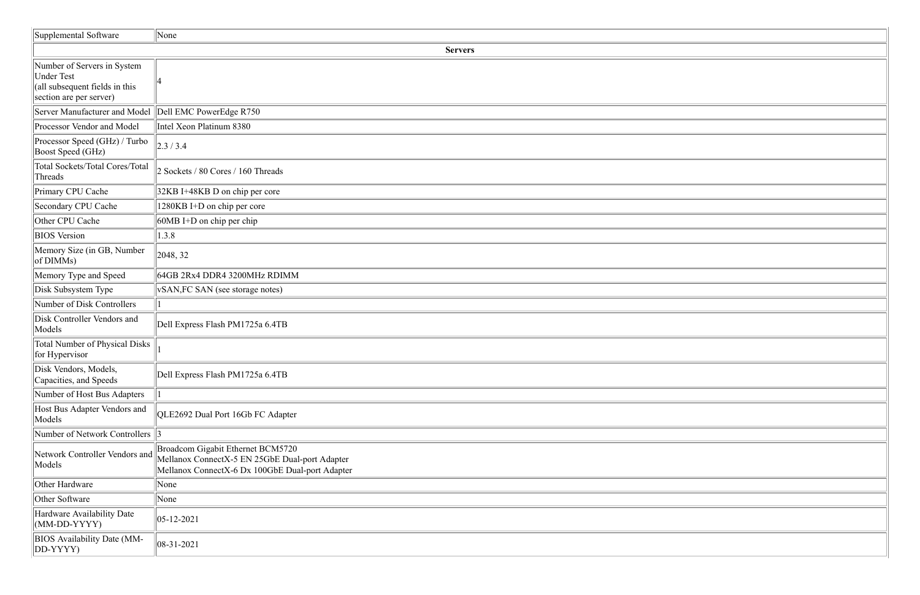| Supplemental Software | None |
|---|---|
| **Servers** | |
| Number of Servers in System Under Test (all subsequent fields in this section are per server) | 4 |
| Server Manufacturer and Model | Dell EMC PowerEdge R750 |
| Processor Vendor and Model | Intel Xeon Platinum 8380 |
| Processor Speed (GHz) / Turbo Boost Speed (GHz) | 2.3 / 3.4 |
| Total Sockets/Total Cores/Total Threads | 2 Sockets / 80 Cores / 160 Threads |
| Primary CPU Cache | 32KB I+48KB D on chip per core |
| Secondary CPU Cache | 1280KB I+D on chip per core |
| Other CPU Cache | 60MB I+D on chip per chip |
| BIOS Version | 1.3.8 |
| Memory Size (in GB, Number of DIMMs) | 2048, 32 |
| Memory Type and Speed | 64GB 2Rx4 DDR4 3200MHz RDIMM |
| Disk Subsystem Type | vSAN,FC SAN (see storage notes) |
| Number of Disk Controllers | 1 |
| Disk Controller Vendors and Models | Dell Express Flash PM1725a 6.4TB |
| Total Number of Physical Disks for Hypervisor | 1 |
| Disk Vendors, Models, Capacities, and Speeds | Dell Express Flash PM1725a 6.4TB |
| Number of Host Bus Adapters | 1 |
| Host Bus Adapter Vendors and Models | QLE2692 Dual Port 16Gb FC Adapter |
| Number of Network Controllers | 3 |
| Network Controller Vendors and Models | Broadcom Gigabit Ethernet BCM5720<br>Mellanox ConnectX-5 EN 25GbE Dual-port Adapter<br>Mellanox ConnectX-6 Dx 100GbE Dual-port Adapter |
| Other Hardware | None |
| Other Software | None |
| Hardware Availability Date (MM-DD-YYYY) | 05-12-2021 |
| BIOS Availability Date (MM-DD-YYYY) | 08-31-2021 |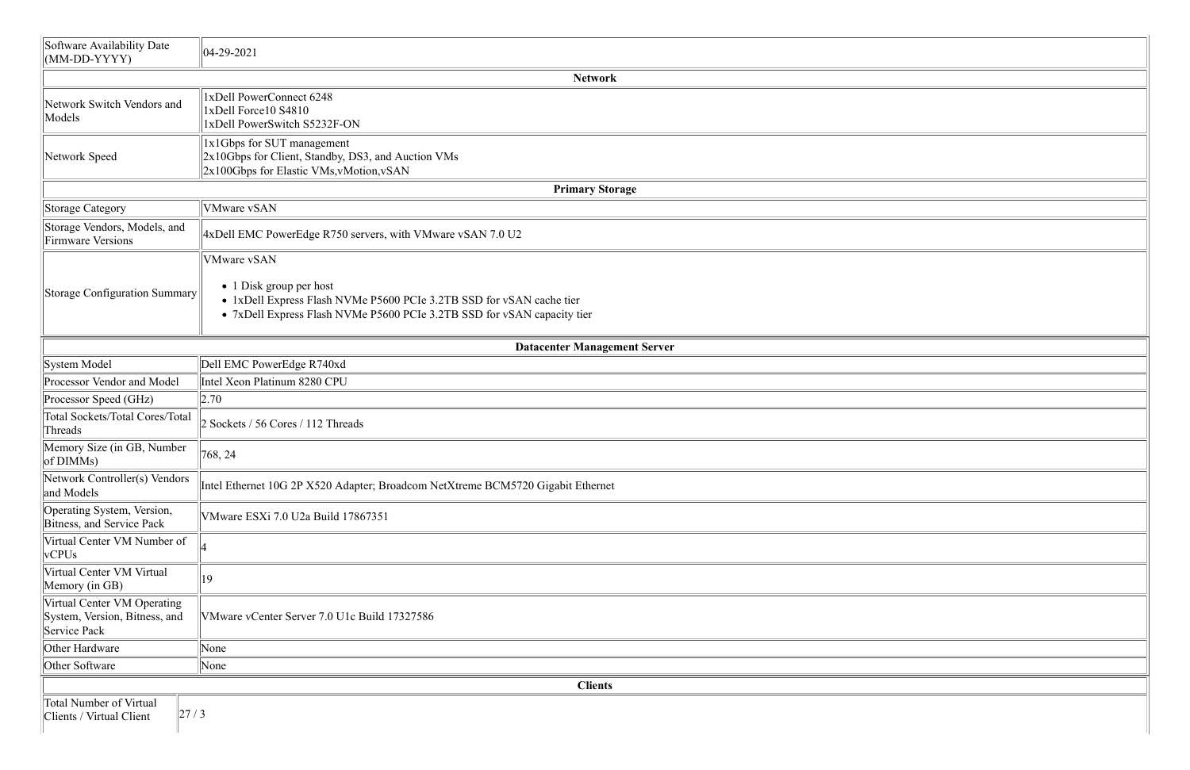| | |
|---|---|
| Software Availability Date (MM-DD-YYYY) | 04-29-2021 |
| **Network** | |
| Network Switch Vendors and Models | 1xDell PowerConnect 6248<br>1xDell Force10 S4810<br>1xDell PowerSwitch S5232F-ON |
| Network Speed | 1x1Gbps for SUT management<br>2x10Gbps for Client, Standby, DS3, and Auction VMs<br>2x100Gbps for Elastic VMs,vMotion,vSAN |
| **Primary Storage** | |
| Storage Category | VMware vSAN |
| Storage Vendors, Models, and Firmware Versions | 4xDell EMC PowerEdge R750 servers, with VMware vSAN 7.0 U2 |
| Storage Configuration Summary | VMware vSAN<br>• 1 Disk group per host<br>• 1xDell Express Flash NVMe P5600 PCIe 3.2TB SSD for vSAN cache tier<br>• 7xDell Express Flash NVMe P5600 PCIe 3.2TB SSD for vSAN capacity tier |

| | |
|---|---|
| **Datacenter Management Server** | |
| System Model | Dell EMC PowerEdge R740xd |
| Processor Vendor and Model | Intel Xeon Platinum 8280 CPU |
| Processor Speed (GHz) | 2.70 |
| Total Sockets/Total Cores/Total Threads | 2 Sockets / 56 Cores / 112 Threads |
| Memory Size (in GB, Number of DIMMs) | 768, 24 |
| Network Controller(s) Vendors and Models | Intel Ethernet 10G 2P X520 Adapter; Broadcom NetXtreme BCM5720 Gigabit Ethernet |
| Operating System, Version, Bitness, and Service Pack | VMware ESXi 7.0 U2a Build 17867351 |
| Virtual Center VM Number of vCPUs | 4 |
| Virtual Center VM Virtual Memory (in GB) | 19 |
| Virtual Center VM Operating System, Version, Bitness, and Service Pack | VMware vCenter Server 7.0 U1c Build 17327586 |
| Other Hardware | None |
| Other Software | None |

| | |
|---|---|
| **Clients** | |
| Total Number of Virtual Clients / Virtual Client | 27 / 3 |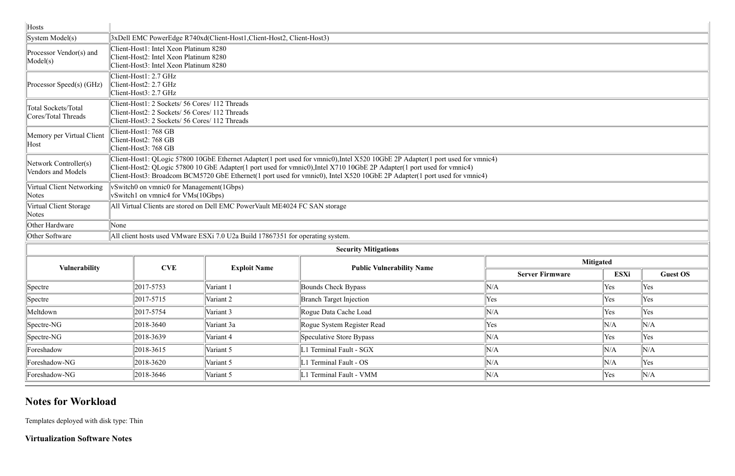| Hosts | |
|---|---|
| System Model(s) | 3xDell EMC PowerEdge R740xd(Client-Host1,Client-Host2, Client-Host3) |
| Processor Vendor(s) and Model(s) | Client-Host1: Intel Xeon Platinum 8280<br>Client-Host2: Intel Xeon Platinum 8280<br>Client-Host3: Intel Xeon Platinum 8280 |
| Processor Speed(s) (GHz) | Client-Host1: 2.7 GHz<br>Client-Host2: 2.7 GHz<br>Client-Host3: 2.7 GHz |
| Total Sockets/Total Cores/Total Threads | Client-Host1: 2 Sockets/ 56 Cores/ 112 Threads<br>Client-Host2: 2 Sockets/ 56 Cores/ 112 Threads<br>Client-Host3: 2 Sockets/ 56 Cores/ 112 Threads |
| Memory per Virtual Client Host | Client-Host1: 768 GB<br>Client-Host2: 768 GB<br>Client-Host3: 768 GB |
| Network Controller(s) Vendors and Models | Client-Host1: QLogic 57800 10GbE Ethernet Adapter(1 port used for vmnic0),Intel X520 10GbE 2P Adapter(1 port used for vmnic4)<br>Client-Host2: QLogic 57800 10 GbE Adapter(1 port used for vmnic0),Intel X710 10GbE 2P Adapter(1 port used for vmnic4)<br>Client-Host3: Broadcom BCM5720 GbE Ethernet(1 port used for vmnic0), Intel X520 10GbE 2P Adapter(1 port used for vmnic4) |
| Virtual Client Networking Notes | vSwitch0 on vmnic0 for Management(1Gbps)<br>vSwitch1 on vmnic4 for VMs(10Gbps) |
| Virtual Client Storage Notes | All Virtual Clients are stored on Dell EMC PowerVault ME4024 FC SAN storage |
| Other Hardware | None |
| Other Software | All client hosts used VMware ESXi 7.0 U2a Build 17867351 for operating system. |

**Security Mitigations**

| Vulnerability | CVE | Exploit Name | Public Vulnerability Name | Mitigated | | |
|---|---|---|---|---|---|---|
| | | | | Server Firmware | ESXi | Guest OS |
| Spectre | 2017-5753 | Variant 1 | Bounds Check Bypass | N/A | Yes | Yes |
| Spectre | 2017-5715 | Variant 2 | Branch Target Injection | Yes | Yes | Yes |
| Meltdown | 2017-5754 | Variant 3 | Rogue Data Cache Load | N/A | Yes | Yes |
| Spectre-NG | 2018-3640 | Variant 3a | Rogue System Register Read | Yes | N/A | N/A |
| Spectre-NG | 2018-3639 | Variant 4 | Speculative Store Bypass | N/A | Yes | Yes |
| Foreshadow | 2018-3615 | Variant 5 | L1 Terminal Fault - SGX | N/A | N/A | N/A |
| Foreshadow-NG | 2018-3620 | Variant 5 | L1 Terminal Fault - OS | N/A | N/A | Yes |
| Foreshadow-NG | 2018-3646 | Variant 5 | L1 Terminal Fault - VMM | N/A | Yes | N/A |

## Notes for Workload

Templates deployed with disk type: Thin

### Virtualization Software Notes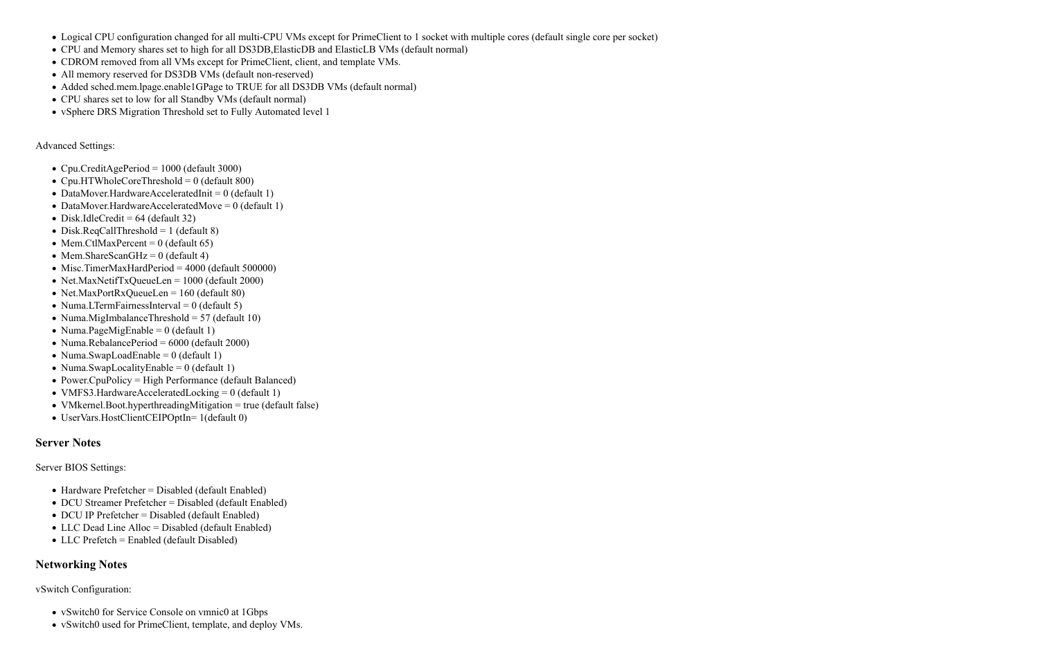- Logical CPU configuration changed for all multi-CPU VMs except for PrimeClient to 1 socket with multiple cores (default single core per socket)
- CPU and Memory shares set to high for all DS3DB,ElasticDB and ElasticLB VMs (default normal)
- CDROM removed from all VMs except for PrimeClient, client, and template VMs.
- All memory reserved for DS3DB VMs (default non-reserved)
- Added sched.mem.lpage.enable1GPage to TRUE for all DS3DB VMs (default normal)
- CPU shares set to low for all Standby VMs (default normal)
- vSphere DRS Migration Threshold set to Fully Automated level 1

Advanced Settings:

- Cpu.CreditAgePeriod = 1000 (default 3000)
- Cpu.HTWholeCoreThreshold = 0 (default 800)
- DataMover.HardwareAcceleratedInit = 0 (default 1)
- DataMover.HardwareAcceleratedMove = 0 (default 1)
- Disk.IdleCredit = 64 (default 32)
- Disk.ReqCallThreshold = 1 (default 8)
- Mem.CtlMaxPercent = 0 (default 65)
- Mem.ShareScanGHz = 0 (default 4)
- Misc.TimerMaxHardPeriod = 4000 (default 500000)
- Net.MaxNetifTxQueueLen = 1000 (default 2000)
- Net.MaxPortRxQueueLen = 160 (default 80)
- Numa.LTermFairnessInterval = 0 (default 5)
- Numa.MigImbalanceThreshold = 57 (default 10)
- Numa.PageMigEnable = 0 (default 1)
- Numa.RebalancePeriod = 6000 (default 2000)
- Numa.SwapLoadEnable = 0 (default 1)
- Numa.SwapLocalityEnable = 0 (default 1)
- Power.CpuPolicy = High Performance (default Balanced)
- VMFS3.HardwareAcceleratedLocking = 0 (default 1)
- VMkernel.Boot.hyperthreadingMitigation = true (default false)
- UserVars.HostClientCEIPOptIn= 1(default 0)

## Server Notes

Server BIOS Settings:

- Hardware Prefetcher = Disabled (default Enabled)
- DCU Streamer Prefetcher = Disabled (default Enabled)
- DCU IP Prefetcher = Disabled (default Enabled)
- LLC Dead Line Alloc = Disabled (default Enabled)
- LLC Prefetch = Enabled (default Disabled)

## Networking Notes

vSwitch Configuration:

- vSwitch0 for Service Console on vmnic0 at 1Gbps
- vSwitch0 used for PrimeClient, template, and deploy VMs.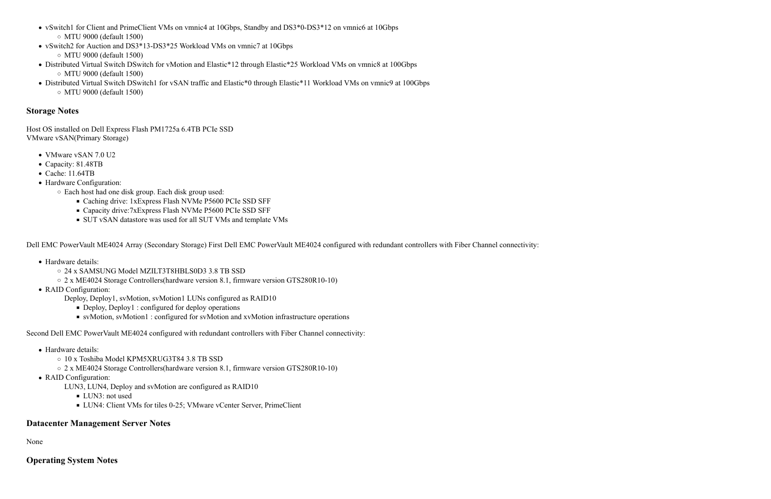- vSwitch1 for Client and PrimeClient VMs on vmnic4 at 10Gbps, Standby and DS3*0-DS3*12 on vmnic6 at 10Gbps
  - MTU 9000 (default 1500)
- vSwitch2 for Auction and DS3*13-DS3*25 Workload VMs on vmnic7 at 10Gbps
  - MTU 9000 (default 1500)
- Distributed Virtual Switch DSwitch for vMotion and Elastic*12 through Elastic*25 Workload VMs on vmnic8 at 100Gbps
  - MTU 9000 (default 1500)
- Distributed Virtual Switch DSwitch1 for vSAN traffic and Elastic*0 through Elastic*11 Workload VMs on vmnic9 at 100Gbps
  - MTU 9000 (default 1500)

### Storage Notes

Host OS installed on Dell Express Flash PM1725a 6.4TB PCIe SSD
VMware vSAN(Primary Storage)

- VMware vSAN 7.0 U2
- Capacity: 81.48TB
- Cache: 11.64TB
- Hardware Configuration:
  - Each host had one disk group. Each disk group used:
    - Caching drive: 1xExpress Flash NVMe P5600 PCIe SSD SFF
    - Capacity drive:7xExpress Flash NVMe P5600 PCIe SSD SFF
    - SUT vSAN datastore was used for all SUT VMs and template VMs

Dell EMC PowerVault ME4024 Array (Secondary Storage) First Dell EMC PowerVault ME4024 configured with redundant controllers with Fiber Channel connectivity:

- Hardware details:
  - 24 x SAMSUNG Model MZILT3T8HBLS0D3 3.8 TB SSD
  - 2 x ME4024 Storage Controllers(hardware version 8.1, firmware version GTS280R10-10)
- RAID Configuration:
  Deploy, Deploy1, svMotion, svMotion1 LUNs configured as RAID10
    - Deploy, Deploy1 : configured for deploy operations
    - svMotion, svMotion1 : configured for svMotion and xvMotion infrastructure operations

Second Dell EMC PowerVault ME4024 configured with redundant controllers with Fiber Channel connectivity:

- Hardware details:
  - 10 x Toshiba Model KPM5XRUG3T84 3.8 TB SSD
  - 2 x ME4024 Storage Controllers(hardware version 8.1, firmware version GTS280R10-10)
- RAID Configuration:
  LUN3, LUN4, Deploy and svMotion are configured as RAID10
    - LUN3: not used
    - LUN4: Client VMs for tiles 0-25; VMware vCenter Server, PrimeClient

### Datacenter Management Server Notes

None

### Operating System Notes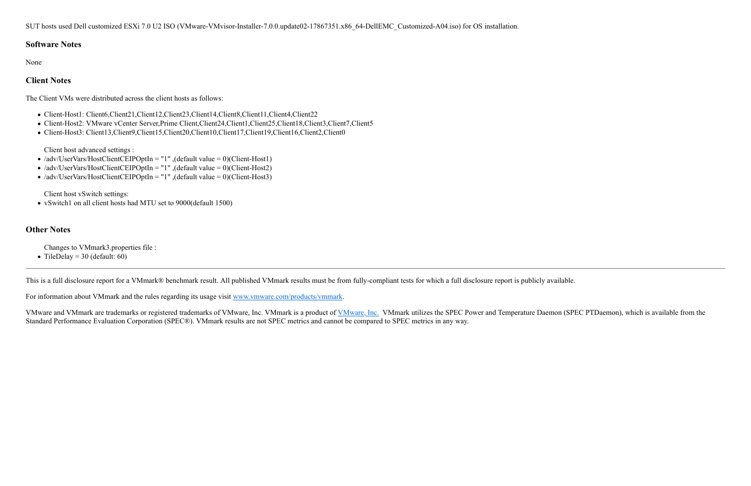SUT hosts used Dell customized ESXi 7.0 U2 ISO (VMware-VMvisor-Installer-7.0.0.update02-17867351.x86_64-DellEMC_Customized-A04.iso) for OS installation.

### Software Notes

None

### Client Notes

The Client VMs were distributed across the client hosts as follows:

- Client-Host1: Client6,Client21,Client12,Client23,Client14,Client8,Client11,Client4,Client22
- Client-Host2: VMware vCenter Server,Prime Client,Client24,Client1,Client25,Client18,Client3,Client7,Client5
- Client-Host3: Client13,Client9,Client15,Client20,Client10,Client17,Client19,Client16,Client2,Client0

Client host advanced settings :

- /adv/UserVars/HostClientCEIPOptIn = "1" ,(default value = 0)(Client-Host1)
- /adv/UserVars/HostClientCEIPOptIn = "1" ,(default value = 0)(Client-Host2)
- /adv/UserVars/HostClientCEIPOptIn = "1" ,(default value = 0)(Client-Host3)

Client host vSwitch settings:

- vSwitch1 on all client hosts had MTU set to 9000(default 1500)

### Other Notes

Changes to VMmark3.properties file :

- TileDelay = 30 (default: 60)

---

This is a full disclosure report for a VMmark® benchmark result. All published VMmark results must be from fully-compliant tests for which a full disclosure report is publicly available.

For information about VMmark and the rules regarding its usage visit [www.vmware.com/products/vmmark](www.vmware.com/products/vmmark).

VMware and VMmark are trademarks or registered trademarks of VMware, Inc. VMmark is a product of VMware, Inc. VMmark utilizes the SPEC Power and Temperature Daemon (SPEC PTDaemon), which is available from the Standard Performance Evaluation Corporation (SPEC®). VMmark results are not SPEC metrics and cannot be compared to SPEC metrics in any way.